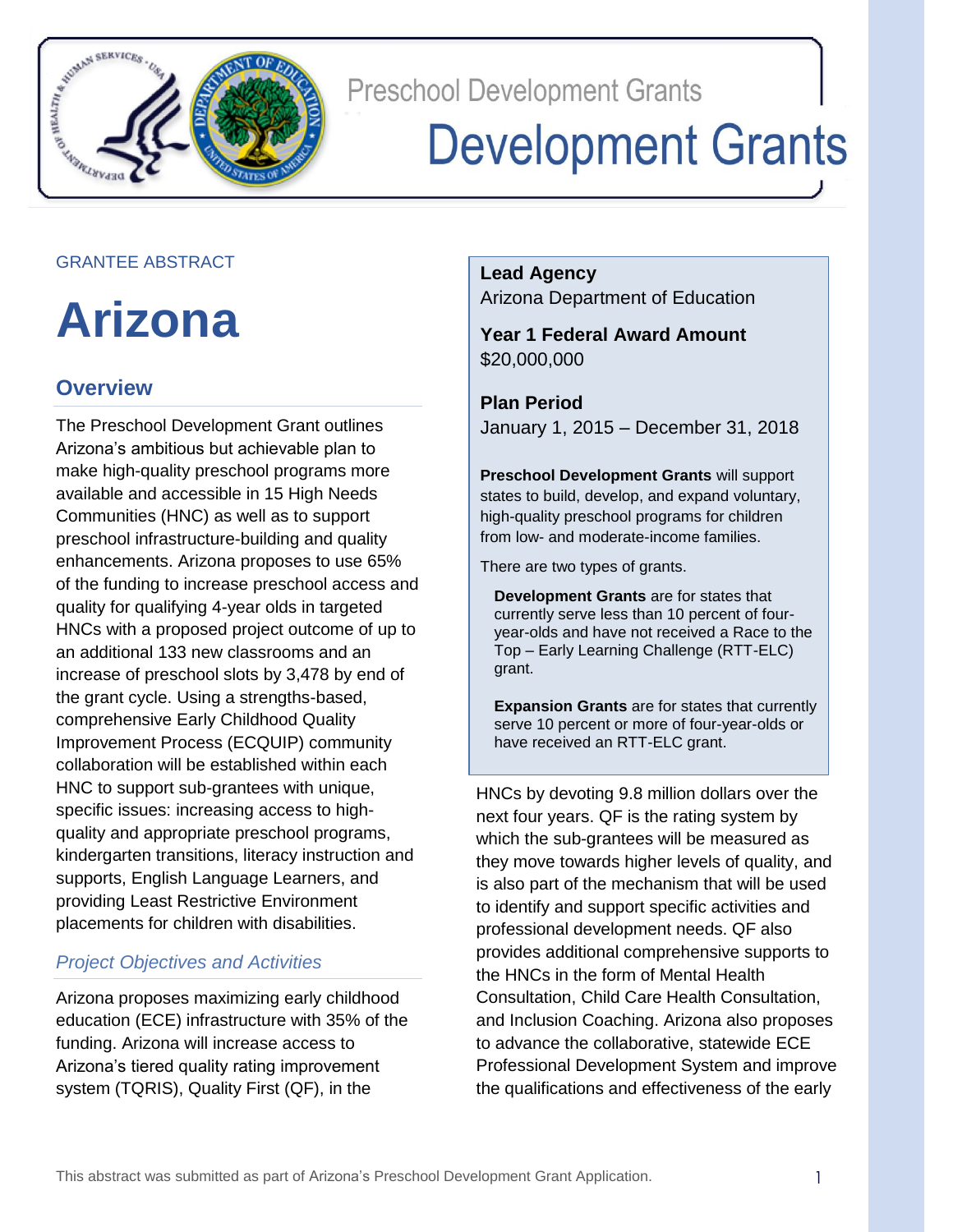Preschool Development Grants

# Development Grants

GRANTEE ABSTRACT

# Arizona

## Overview

The Preschool Development Grant outlines Arizona's ambitious but achievable plan to make high-quality preschool programs more available and accessible in 15 High Needs Communities (HNC) as well as to support preschool infrastructure-building and quality enhancements. Arizona proposes to use 65% of the funding to increase preschool access and quality for qualifying 4-year olds in targeted HNCs with a proposed project outcome of up to an additional 133 new classrooms and an increase of preschool slots by 3,478 by end of the grant cycle. Using a strengths-based, comprehensive Early Childhood Quality Improvement Process (ECQUIP) community collaboration will be established within each HNC to support sub-grantees with unique, specific issues: increasing access to high-quality and appropriate preschool programs, kindergarten transitions, literacy instruction and supports, English Language Learners, and providing Least Restrictive Environment placements for children with disabilities.

### *Project Objectives and Activities*

Arizona proposes maximizing early childhood education (ECE) infrastructure with 35% of the funding. Arizona will increase access to Arizona's tiered quality rating improvement system (TQRIS), Quality First (QF), in the HNCs by devoting 9.8 million dollars over the next four years. QF is the rating system by which the sub-grantees will be measured as they move towards higher levels of quality, and is also part of the mechanism that will be used to identify and support specific activities and professional development needs. QF also provides additional comprehensive supports to the HNCs in the form of Mental Health Consultation, Child Care Health Consultation, and Inclusion Coaching. Arizona also proposes to advance the collaborative, statewide ECE Professional Development System and improve the qualifications and effectiveness of the early

---

**Lead Agency**
Arizona Department of Education

**Year 1 Federal Award Amount**
$20,000,000

**Plan Period**
January 1, 2015 – December 31, 2018

**Preschool Development Grants** will support states to build, develop, and expand voluntary, high-quality preschool programs for children from low- and moderate-income families.

There are two types of grants.

**Development Grants** are for states that currently serve less than 10 percent of four-year-olds and have not received a Race to the Top – Early Learning Challenge (RTT-ELC) grant.

**Expansion Grants** are for states that currently serve 10 percent or more of four-year-olds or have received an RTT-ELC grant.

---

This abstract was submitted as part of Arizona's Preschool Development Grant Application.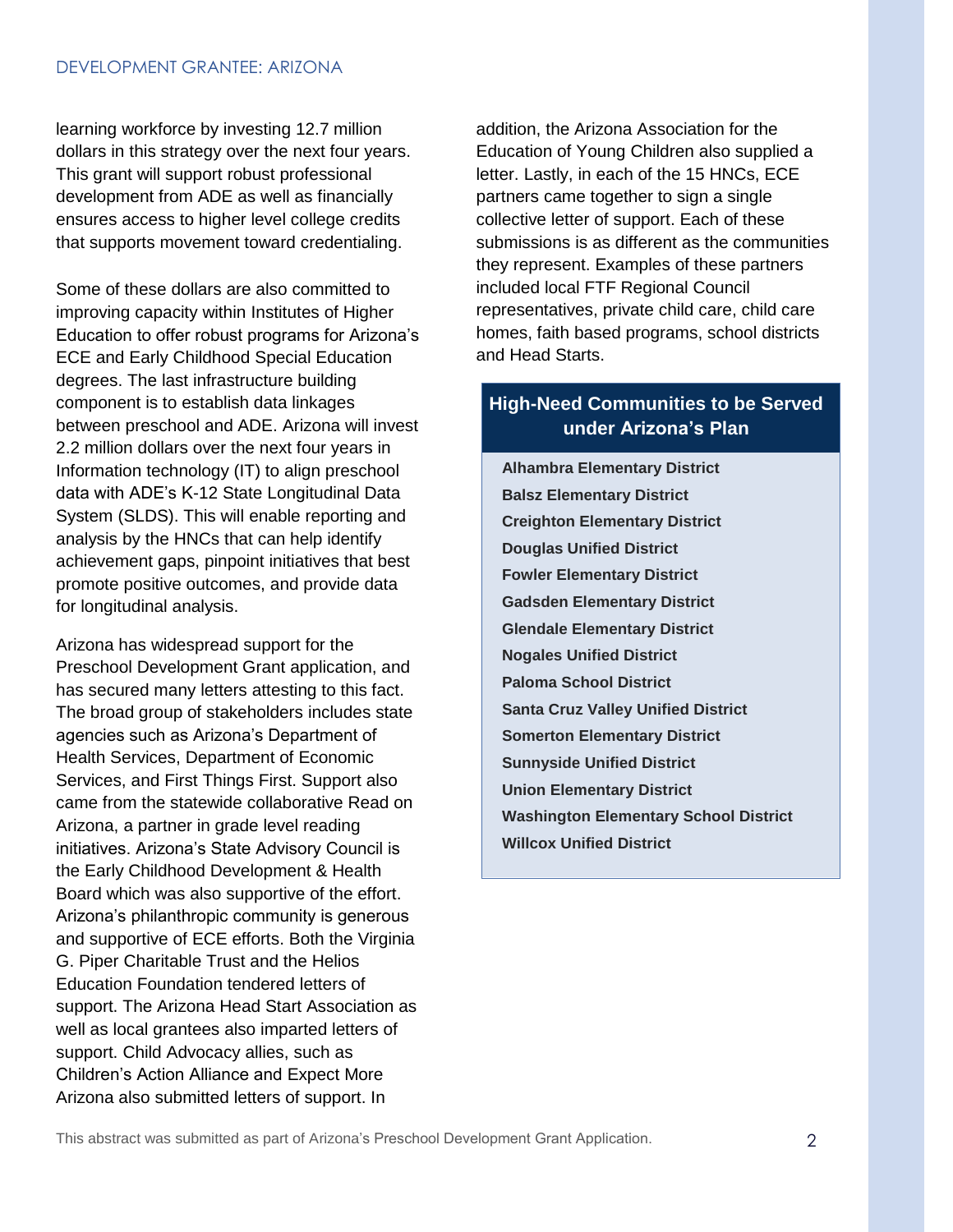learning workforce by investing 12.7 million dollars in this strategy over the next four years. This grant will support robust professional development from ADE as well as financially ensures access to higher level college credits that supports movement toward credentialing.

Some of these dollars are also committed to improving capacity within Institutes of Higher Education to offer robust programs for Arizona's ECE and Early Childhood Special Education degrees. The last infrastructure building component is to establish data linkages between preschool and ADE. Arizona will invest 2.2 million dollars over the next four years in Information technology (IT) to align preschool data with ADE's K-12 State Longitudinal Data System (SLDS). This will enable reporting and analysis by the HNCs that can help identify achievement gaps, pinpoint initiatives that best promote positive outcomes, and provide data for longitudinal analysis.

Arizona has widespread support for the Preschool Development Grant application, and has secured many letters attesting to this fact. The broad group of stakeholders includes state agencies such as Arizona's Department of Health Services, Department of Economic Services, and First Things First. Support also came from the statewide collaborative Read on Arizona, a partner in grade level reading initiatives. Arizona's State Advisory Council is the Early Childhood Development & Health Board which was also supportive of the effort. Arizona's philanthropic community is generous and supportive of ECE efforts. Both the Virginia G. Piper Charitable Trust and the Helios Education Foundation tendered letters of support. The Arizona Head Start Association as well as local grantees also imparted letters of support. Child Advocacy allies, such as Children's Action Alliance and Expect More Arizona also submitted letters of support. In addition, the Arizona Association for the Education of Young Children also supplied a letter. Lastly, in each of the 15 HNCs, ECE partners came together to sign a single collective letter of support. Each of these submissions is as different as the communities they represent. Examples of these partners included local FTF Regional Council representatives, private child care, child care homes, faith based programs, school districts and Head Starts.

## High-Need Communities to be Served under Arizona's Plan

**Alhambra Elementary District**
**Balsz Elementary District**
**Creighton Elementary District**
**Douglas Unified District**
**Fowler Elementary District**
**Gadsden Elementary District**
**Glendale Elementary District**
**Nogales Unified District**
**Paloma School District**
**Santa Cruz Valley Unified District**
**Somerton Elementary District**
**Sunnyside Unified District**
**Union Elementary District**
**Washington Elementary School District**
**Willcox Unified District**

This abstract was submitted as part of Arizona's Preschool Development Grant Application.